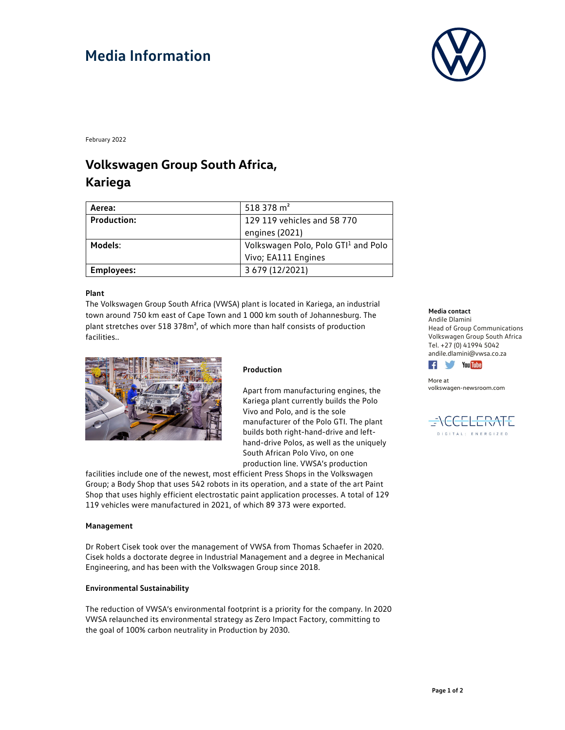# Media Information

February 2022

## Volkswagen Group South Africa, Kariega

| **Aerea:** | 518 378 m² |
|---|---|
| **Production:** | 129 119 vehicles and 58 770 engines (2021) |
| **Models**: | Volkswagen Polo, Polo GTI[1] and Polo Vivo; EA111 Engines |
| **Employees:** | 3 679 (12/2021) |

**Plant**

The Volkswagen Group South Africa (VWSA) plant is located in Kariega, an industrial town around 750 km east of Cape Town and 1 000 km south of Johannesburg. The plant stretches over 518 378m², of which more than half consists of production facilities..

**Production**

Apart from manufacturing engines, the Kariega plant currently builds the Polo Vivo and Polo, and is the sole manufacturer of the Polo GTI. The plant builds both right-hand-drive and left-hand-drive Polos, as well as the uniquely South African Polo Vivo, on one production line. VWSA's production facilities include one of the newest, most efficient Press Shops in the Volkswagen Group; a Body Shop that uses 542 robots in its operation, and a state of the art Paint Shop that uses highly efficient electrostatic paint application processes. A total of 129 119 vehicles were manufactured in 2021, of which 89 373 were exported.

**Management**

Dr Robert Cisek took over the management of VWSA from Thomas Schaefer in 2020. Cisek holds a doctorate degree in Industrial Management and a degree in Mechanical Engineering, and has been with the Volkswagen Group since 2018.

**Environmental Sustainability**

The reduction of VWSA's environmental footprint is a priority for the company. In 2020 VWSA relaunched its environmental strategy as Zero Impact Factory, committing to the goal of 100% carbon neutrality in Production by 2030.

**Media contact**
Andile Dlamini
Head of Group Communications
Volkswagen Group South Africa
Tel. +27 (0) 41994 5042
andile.dlamini@vwsa.co.za

More at
volkswagen-newsroom.com

ACCELERATE
DIGITAL: ENERGIZED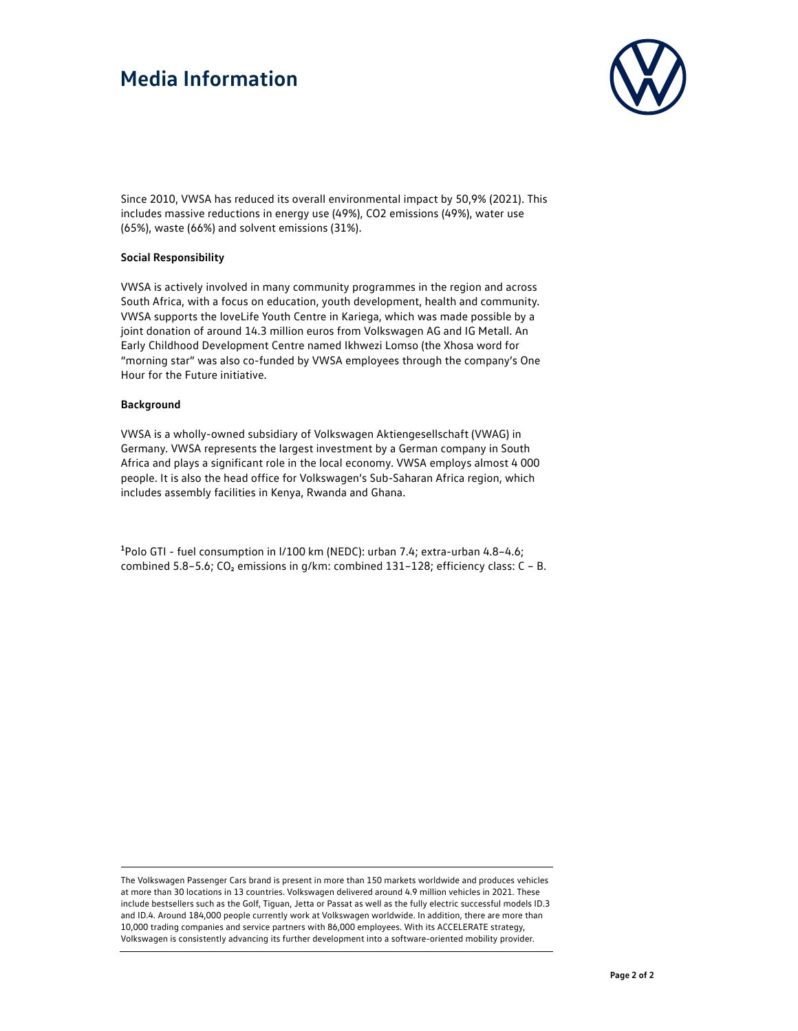Since 2010, VWSA has reduced its overall environmental impact by 50,9% (2021). This includes massive reductions in energy use (49%), $CO_2$ emissions (49%), water use (65%), waste (66%) and solvent emissions (31%).

**Social Responsibility**

VWSA is actively involved in many community programmes in the region and across South Africa, with a focus on education, youth development, health and community. VWSA supports the loveLife Youth Centre in Kariega, which was made possible by a joint donation of around 14.3 million euros from Volkswagen AG and IG Metall. An Early Childhood Development Centre named Ikhwezi Lomso (the Xhosa word for "morning star" was also co-funded by VWSA employees through the company's One Hour for the Future initiative.

**Background**

VWSA is a wholly-owned subsidiary of Volkswagen Aktiengesellschaft (VWAG) in Germany. VWSA represents the largest investment by a German company in South Africa and plays a significant role in the local economy. VWSA employs almost 4 000 people. It is also the head office for Volkswagen's Sub-Saharan Africa region, which includes assembly facilities in Kenya, Rwanda and Ghana.

[1]Polo GTI - fuel consumption in l/100 km (NEDC): urban 7.4; extra-urban 4.8–4.6; combined 5.8–5.6; $CO_2$ emissions in g/km: combined 131–128; efficiency class: C – B.

---

The Volkswagen Passenger Cars brand is present in more than 150 markets worldwide and produces vehicles at more than 30 locations in 13 countries. Volkswagen delivered around 4.9 million vehicles in 2021. These include bestsellers such as the Golf, Tiguan, Jetta or Passat as well as the fully electric successful models ID.3 and ID.4. Around 184,000 people currently work at Volkswagen worldwide. In addition, there are more than 10,000 trading companies and service partners with 86,000 employees. With its ACCELERATE strategy, Volkswagen is consistently advancing its further development into a software-oriented mobility provider.